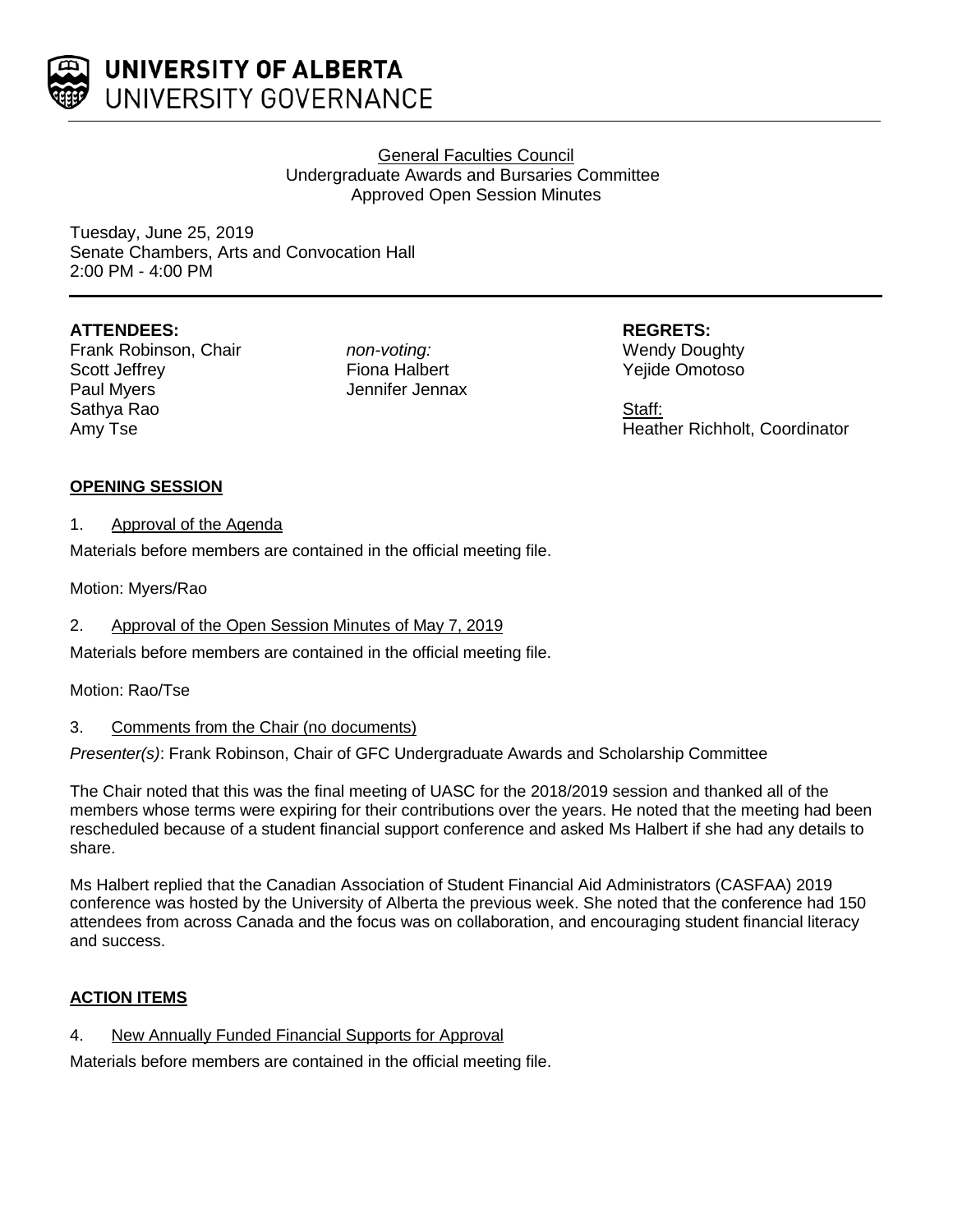**UNIVERSITY OF ALBERTA**
UNIVERSITY GOVERNANCE

General Faculties Council
Undergraduate Awards and Bursaries Committee
Approved Open Session Minutes

Tuesday, June 25, 2019
Senate Chambers, Arts and Convocation Hall
2:00 PM - 4:00 PM

**ATTENDEES:**
Frank Robinson, Chair
Scott Jeffrey
Paul Myers
Sathya Rao
Amy Tse

*non-voting:*
Fiona Halbert
Jennifer Jennax

**REGRETS:**
Wendy Doughty
Yejide Omotoso

Staff:
Heather Richholt, Coordinator

## OPENING SESSION

1. Approval of the Agenda

Materials before members are contained in the official meeting file.

Motion: Myers/Rao

2. Approval of the Open Session Minutes of May 7, 2019

Materials before members are contained in the official meeting file.

Motion: Rao/Tse

3. Comments from the Chair (no documents)

*Presenter(s)*: Frank Robinson, Chair of GFC Undergraduate Awards and Scholarship Committee

The Chair noted that this was the final meeting of UASC for the 2018/2019 session and thanked all of the members whose terms were expiring for their contributions over the years. He noted that the meeting had been rescheduled because of a student financial support conference and asked Ms Halbert if she had any details to share.

Ms Halbert replied that the Canadian Association of Student Financial Aid Administrators (CASFAA) 2019 conference was hosted by the University of Alberta the previous week. She noted that the conference had 150 attendees from across Canada and the focus was on collaboration, and encouraging student financial literacy and success.

## ACTION ITEMS

4. New Annually Funded Financial Supports for Approval

Materials before members are contained in the official meeting file.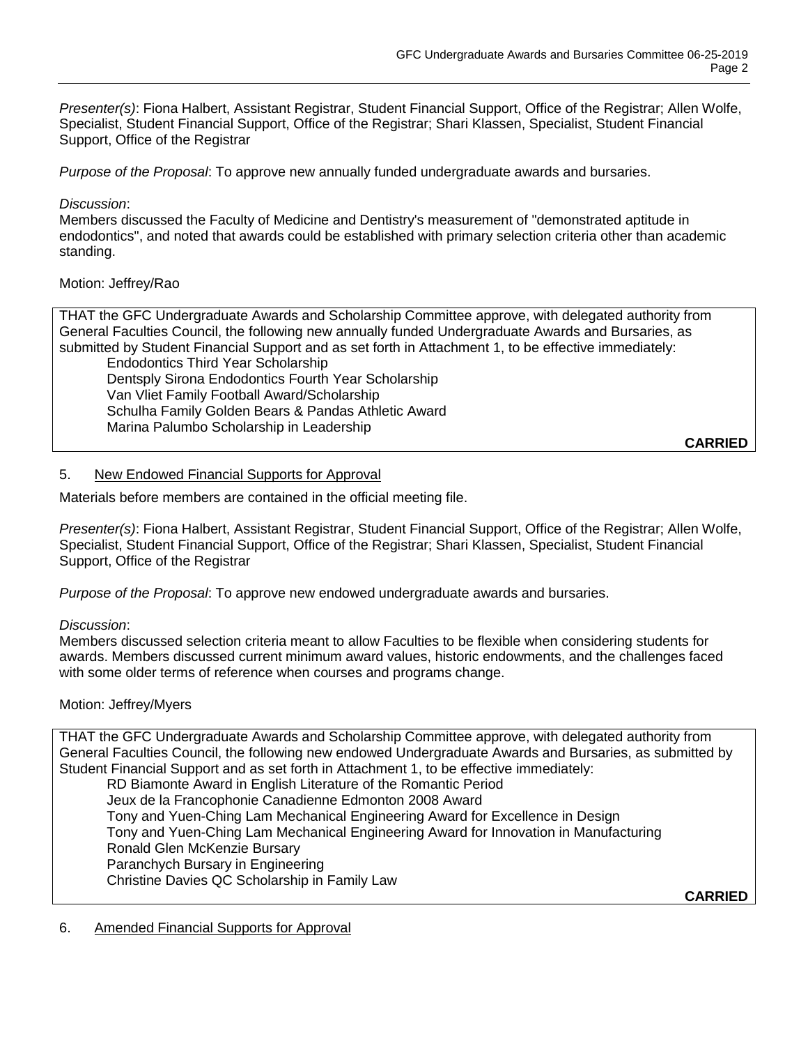*Presenter(s)*: Fiona Halbert, Assistant Registrar, Student Financial Support, Office of the Registrar; Allen Wolfe, Specialist, Student Financial Support, Office of the Registrar; Shari Klassen, Specialist, Student Financial Support, Office of the Registrar

*Purpose of the Proposal*: To approve new annually funded undergraduate awards and bursaries.

*Discussion*:
Members discussed the Faculty of Medicine and Dentistry's measurement of "demonstrated aptitude in endodontics", and noted that awards could be established with primary selection criteria other than academic standing.

Motion: Jeffrey/Rao

THAT the GFC Undergraduate Awards and Scholarship Committee approve, with delegated authority from General Faculties Council, the following new annually funded Undergraduate Awards and Bursaries, as submitted by Student Financial Support and as set forth in Attachment 1, to be effective immediately:

- Endodontics Third Year Scholarship
- Dentsply Sirona Endodontics Fourth Year Scholarship
- Van Vliet Family Football Award/Scholarship
- Schulha Family Golden Bears & Pandas Athletic Award
- Marina Palumbo Scholarship in Leadership

**CARRIED**

## 5. New Endowed Financial Supports for Approval

Materials before members are contained in the official meeting file.

*Presenter(s)*: Fiona Halbert, Assistant Registrar, Student Financial Support, Office of the Registrar; Allen Wolfe, Specialist, Student Financial Support, Office of the Registrar; Shari Klassen, Specialist, Student Financial Support, Office of the Registrar

*Purpose of the Proposal*: To approve new endowed undergraduate awards and bursaries.

*Discussion*:
Members discussed selection criteria meant to allow Faculties to be flexible when considering students for awards. Members discussed current minimum award values, historic endowments, and the challenges faced with some older terms of reference when courses and programs change.

Motion: Jeffrey/Myers

THAT the GFC Undergraduate Awards and Scholarship Committee approve, with delegated authority from General Faculties Council, the following new endowed Undergraduate Awards and Bursaries, as submitted by Student Financial Support and as set forth in Attachment 1, to be effective immediately:

- RD Biamonte Award in English Literature of the Romantic Period
- Jeux de la Francophonie Canadienne Edmonton 2008 Award
- Tony and Yuen-Ching Lam Mechanical Engineering Award for Excellence in Design
- Tony and Yuen-Ching Lam Mechanical Engineering Award for Innovation in Manufacturing
- Ronald Glen McKenzie Bursary
- Paranchych Bursary in Engineering
- Christine Davies QC Scholarship in Family Law

**CARRIED**

## 6. Amended Financial Supports for Approval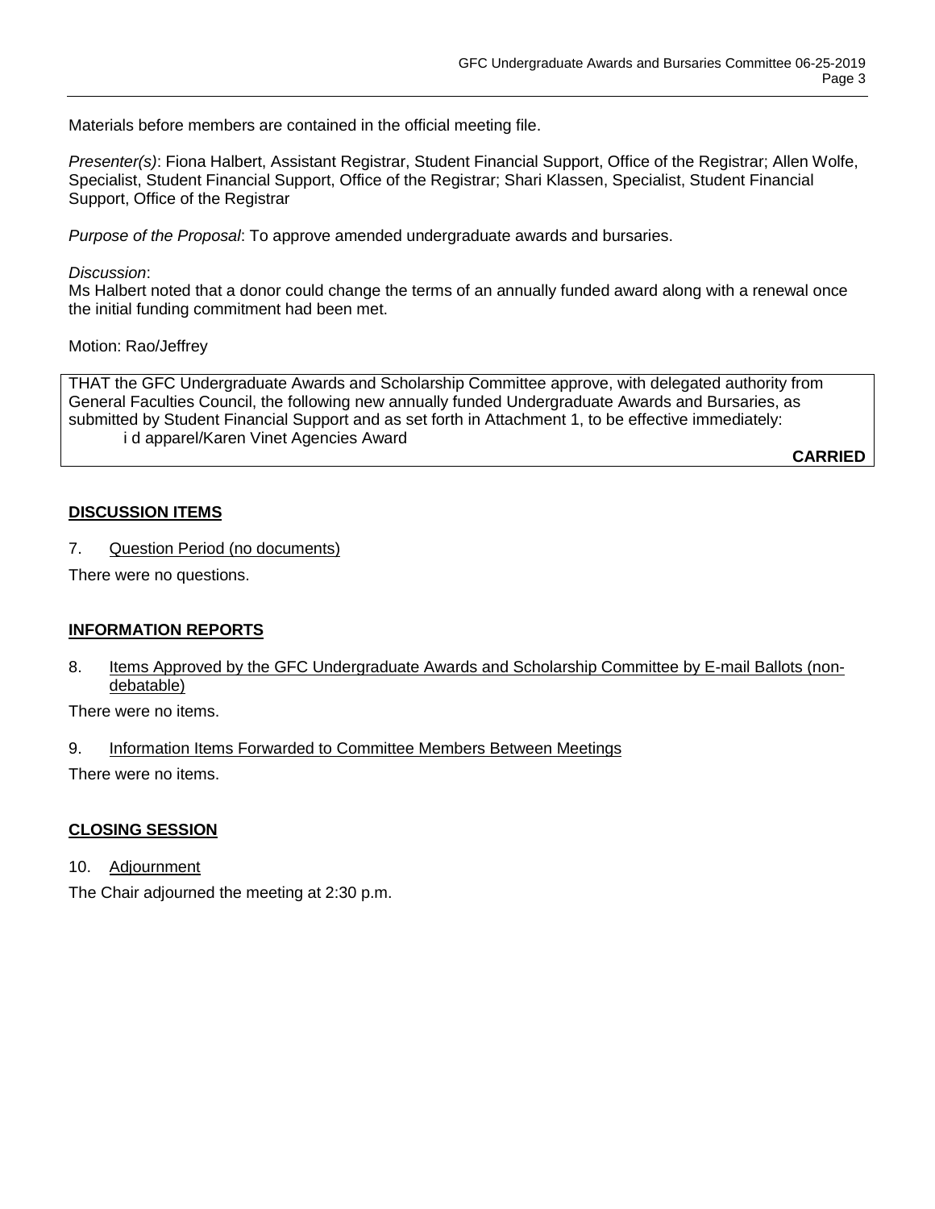Materials before members are contained in the official meeting file.

*Presenter(s)*: Fiona Halbert, Assistant Registrar, Student Financial Support, Office of the Registrar; Allen Wolfe, Specialist, Student Financial Support, Office of the Registrar; Shari Klassen, Specialist, Student Financial Support, Office of the Registrar

*Purpose of the Proposal*: To approve amended undergraduate awards and bursaries.

*Discussion*:
Ms Halbert noted that a donor could change the terms of an annually funded award along with a renewal once the initial funding commitment had been met.

Motion: Rao/Jeffrey

THAT the GFC Undergraduate Awards and Scholarship Committee approve, with delegated authority from General Faculties Council, the following new annually funded Undergraduate Awards and Bursaries, as submitted by Student Financial Support and as set forth in Attachment 1, to be effective immediately:
i d apparel/Karen Vinet Agencies Award

**CARRIED**

## DISCUSSION ITEMS

7. Question Period (no documents)

There were no questions.

## INFORMATION REPORTS

8. Items Approved by the GFC Undergraduate Awards and Scholarship Committee by E-mail Ballots (non-debatable)

There were no items.

9. Information Items Forwarded to Committee Members Between Meetings

There were no items.

## CLOSING SESSION

10. Adjournment

The Chair adjourned the meeting at 2:30 p.m.